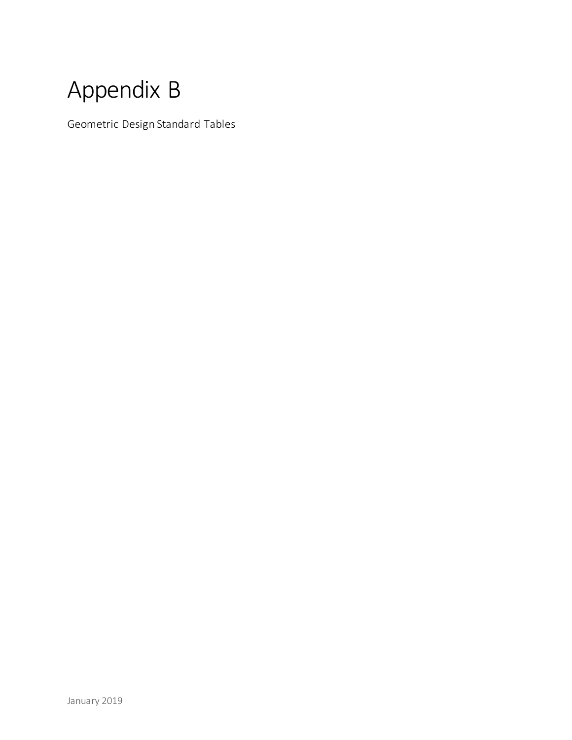# Appendix B

Geometric Design Standard Tables

January 2019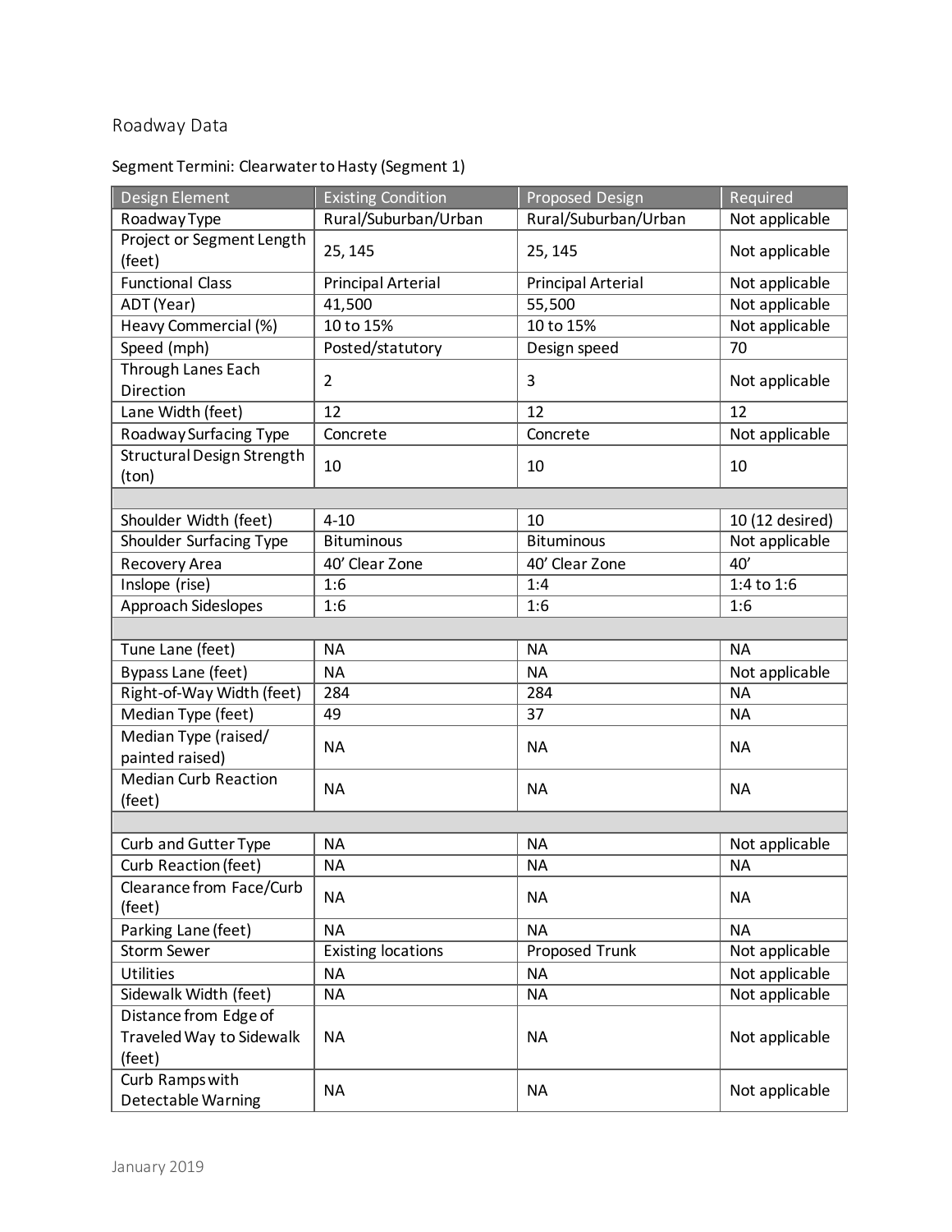## Roadway Data

Segment Termini: Clearwater to Hasty (Segment 1)

| Design Element | Existing Condition | Proposed Design | Required |
|---|---|---|---|
| Roadway Type | Rural/Suburban/Urban | Rural/Suburban/Urban | Not applicable |
| Project or Segment Length (feet) | 25, 145 | 25, 145 | Not applicable |
| Functional Class | Principal Arterial | Principal Arterial | Not applicable |
| ADT (Year) | 41,500 | 55,500 | Not applicable |
| Heavy Commercial (%) | 10 to 15% | 10 to 15% | Not applicable |
| Speed (mph) | Posted/statutory | Design speed | 70 |
| Through Lanes Each Direction | 2 | 3 | Not applicable |
| Lane Width (feet) | 12 | 12 | 12 |
| Roadway Surfacing Type | Concrete | Concrete | Not applicable |
| Structural Design Strength (ton) | 10 | 10 | 10 |
| | | | |
| Shoulder Width (feet) | 4-10 | 10 | 10 (12 desired) |
| Shoulder Surfacing Type | Bituminous | Bituminous | Not applicable |
| Recovery Area | 40’ Clear Zone | 40’ Clear Zone | 40’ |
| Inslope (rise) | 1:6 | 1:4 | 1:4 to 1:6 |
| Approach Sideslopes | 1:6 | 1:6 | 1:6 |
| | | | |
| Tune Lane (feet) | NA | NA | NA |
| Bypass Lane (feet) | NA | NA | Not applicable |
| Right-of-Way Width (feet) | 284 | 284 | NA |
| Median Type (feet) | 49 | 37 | NA |
| Median Type (raised/ painted raised) | NA | NA | NA |
| Median Curb Reaction (feet) | NA | NA | NA |
| | | | |
| Curb and Gutter Type | NA | NA | Not applicable |
| Curb Reaction (feet) | NA | NA | NA |
| Clearance from Face/Curb (feet) | NA | NA | NA |
| Parking Lane (feet) | NA | NA | NA |
| Storm Sewer | Existing locations | Proposed Trunk | Not applicable |
| Utilities | NA | NA | Not applicable |
| Sidewalk Width (feet) | NA | NA | Not applicable |
| Distance from Edge of Traveled Way to Sidewalk (feet) | NA | NA | Not applicable |
| Curb Ramps with Detectable Warning | NA | NA | Not applicable |

January 2019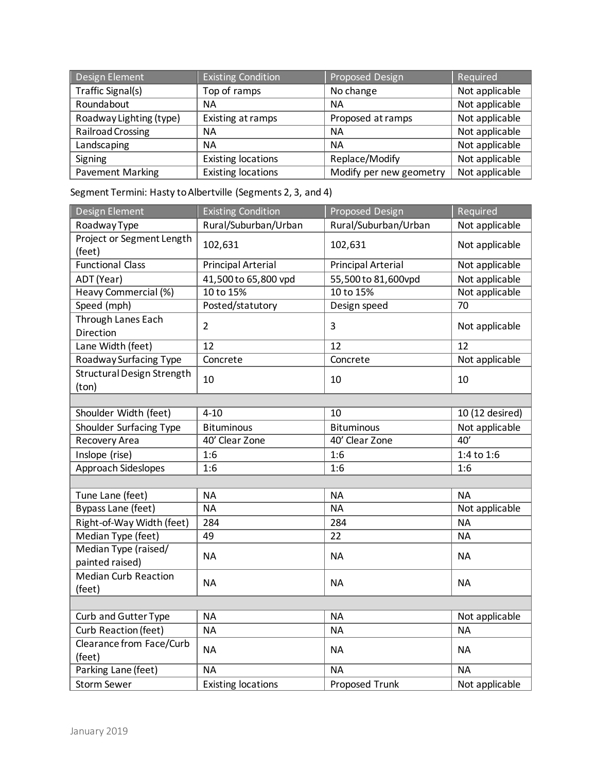| Design Element | Existing Condition | Proposed Design | Required |
|---|---|---|---|
| Traffic Signal(s) | Top of ramps | No change | Not applicable |
| Roundabout | NA | NA | Not applicable |
| Roadway Lighting (type) | Existing at ramps | Proposed at ramps | Not applicable |
| Railroad Crossing | NA | NA | Not applicable |
| Landscaping | NA | NA | Not applicable |
| Signing | Existing locations | Replace/Modify | Not applicable |
| Pavement Marking | Existing locations | Modify per new geometry | Not applicable |

Segment Termini: Hasty to Albertville (Segments 2, 3, and 4)

| Design Element | Existing Condition | Proposed Design | Required |
|---|---|---|---|
| Roadway Type | Rural/Suburban/Urban | Rural/Suburban/Urban | Not applicable |
| Project or Segment Length (feet) | 102,631 | 102,631 | Not applicable |
| Functional Class | Principal Arterial | Principal Arterial | Not applicable |
| ADT (Year) | 41,500 to 65,800 vpd | 55,500 to 81,600vpd | Not applicable |
| Heavy Commercial (%) | 10 to 15% | 10 to 15% | Not applicable |
| Speed (mph) | Posted/statutory | Design speed | 70 |
| Through Lanes Each Direction | 2 | 3 | Not applicable |
| Lane Width (feet) | 12 | 12 | 12 |
| Roadway Surfacing Type | Concrete | Concrete | Not applicable |
| Structural Design Strength (ton) | 10 | 10 | 10 |
| | | | |
| Shoulder Width (feet) | 4-10 | 10 | 10 (12 desired) |
| Shoulder Surfacing Type | Bituminous | Bituminous | Not applicable |
| Recovery Area | 40' Clear Zone | 40' Clear Zone | 40' |
| Inslope (rise) | 1:6 | 1:6 | 1:4 to 1:6 |
| Approach Sideslopes | 1:6 | 1:6 | 1:6 |
| | | | |
| Tune Lane (feet) | NA | NA | NA |
| Bypass Lane (feet) | NA | NA | Not applicable |
| Right-of-Way Width (feet) | 284 | 284 | NA |
| Median Type (feet) | 49 | 22 | NA |
| Median Type (raised/ painted raised) | NA | NA | NA |
| Median Curb Reaction (feet) | NA | NA | NA |
| | | | |
| Curb and Gutter Type | NA | NA | Not applicable |
| Curb Reaction (feet) | NA | NA | NA |
| Clearance from Face/Curb (feet) | NA | NA | NA |
| Parking Lane (feet) | NA | NA | NA |
| Storm Sewer | Existing locations | Proposed Trunk | Not applicable |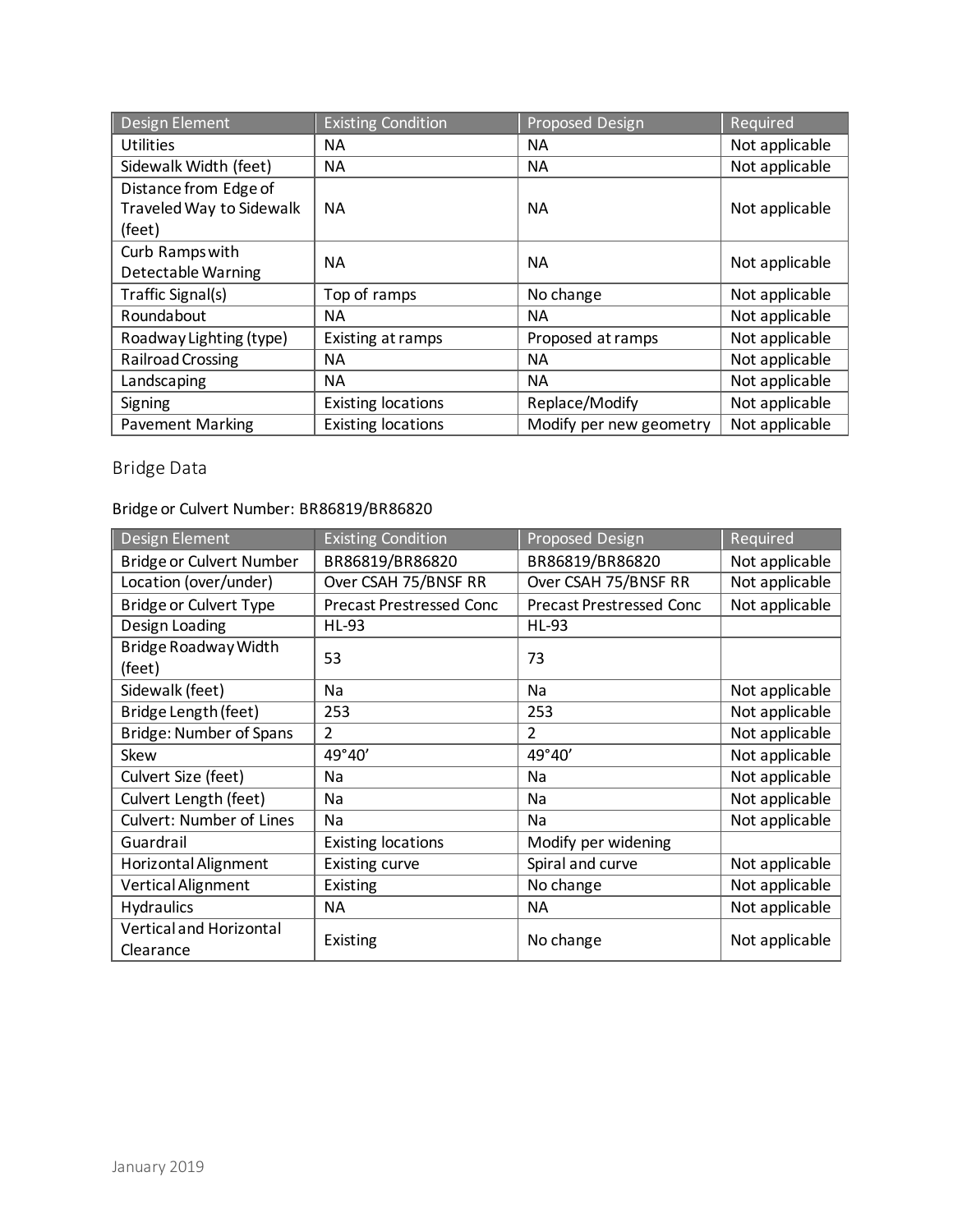| Design Element | Existing Condition | Proposed Design | Required |
| --- | --- | --- | --- |
| Utilities | NA | NA | Not applicable |
| Sidewalk Width (feet) | NA | NA | Not applicable |
| Distance from Edge of Traveled Way to Sidewalk (feet) | NA | NA | Not applicable |
| Curb Ramps with Detectable Warning | NA | NA | Not applicable |
| Traffic Signal(s) | Top of ramps | No change | Not applicable |
| Roundabout | NA | NA | Not applicable |
| Roadway Lighting (type) | Existing at ramps | Proposed at ramps | Not applicable |
| Railroad Crossing | NA | NA | Not applicable |
| Landscaping | NA | NA | Not applicable |
| Signing | Existing locations | Replace/Modify | Not applicable |
| Pavement Marking | Existing locations | Modify per new geometry | Not applicable |

## Bridge Data

Bridge or Culvert Number: BR86819/BR86820

| Design Element | Existing Condition | Proposed Design | Required |
| --- | --- | --- | --- |
| Bridge or Culvert Number | BR86819/BR86820 | BR86819/BR86820 | Not applicable |
| Location (over/under) | Over CSAH 75/BNSF RR | Over CSAH 75/BNSF RR | Not applicable |
| Bridge or Culvert Type | Precast Prestressed Conc | Precast Prestressed Conc | Not applicable |
| Design Loading | HL-93 | HL-93 | |
| Bridge Roadway Width (feet) | 53 | 73 | |
| Sidewalk (feet) | Na | Na | Not applicable |
| Bridge Length (feet) | 253 | 253 | Not applicable |
| Bridge: Number of Spans | 2 | 2 | Not applicable |
| Skew | 49°40’ | 49°40’ | Not applicable |
| Culvert Size (feet) | Na | Na | Not applicable |
| Culvert Length (feet) | Na | Na | Not applicable |
| Culvert: Number of Lines | Na | Na | Not applicable |
| Guardrail | Existing locations | Modify per widening | |
| Horizontal Alignment | Existing curve | Spiral and curve | Not applicable |
| Vertical Alignment | Existing | No change | Not applicable |
| Hydraulics | NA | NA | Not applicable |
| Vertical and Horizontal Clearance | Existing | No change | Not applicable |